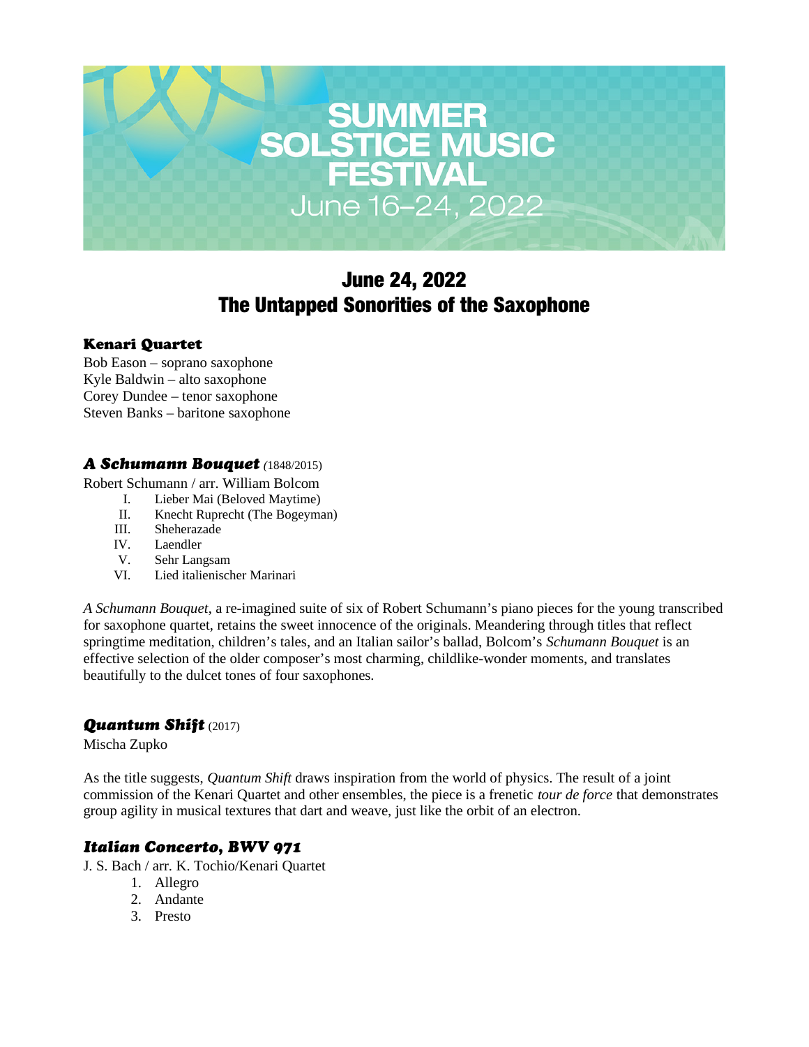# SUMMER SOLSTICE MUSIC FESTIVAL

June 16–24, 2022

## June 24, 2022
## The Untapped Sonorities of the Saxophone

### Kenari Quartet

Bob Eason – soprano saxophone
Kyle Baldwin – alto saxophone
Corey Dundee – tenor saxophone
Steven Banks – baritone saxophone

### *A Schumann Bouquet* (1848/2015)

Robert Schumann / arr. William Bolcom

I. Lieber Mai (Beloved Maytime)
II. Knecht Ruprecht (The Bogeyman)
III. Sheherazade
IV. Laendler
V. Sehr Langsam
VI. Lied italienischer Marinari

*A Schumann Bouquet*, a re-imagined suite of six of Robert Schumann's piano pieces for the young transcribed for saxophone quartet, retains the sweet innocence of the originals. Meandering through titles that reflect springtime meditation, children's tales, and an Italian sailor's ballad, Bolcom's *Schumann Bouquet* is an effective selection of the older composer's most charming, childlike-wonder moments, and translates beautifully to the dulcet tones of four saxophones.

### *Quantum Shift* (2017)

Mischa Zupko

As the title suggests, *Quantum Shift* draws inspiration from the world of physics. The result of a joint commission of the Kenari Quartet and other ensembles, the piece is a frenetic *tour de force* that demonstrates group agility in musical textures that dart and weave, just like the orbit of an electron.

### *Italian Concerto, BWV 971*

J. S. Bach / arr. K. Tochio/Kenari Quartet

1. Allegro
2. Andante
3. Presto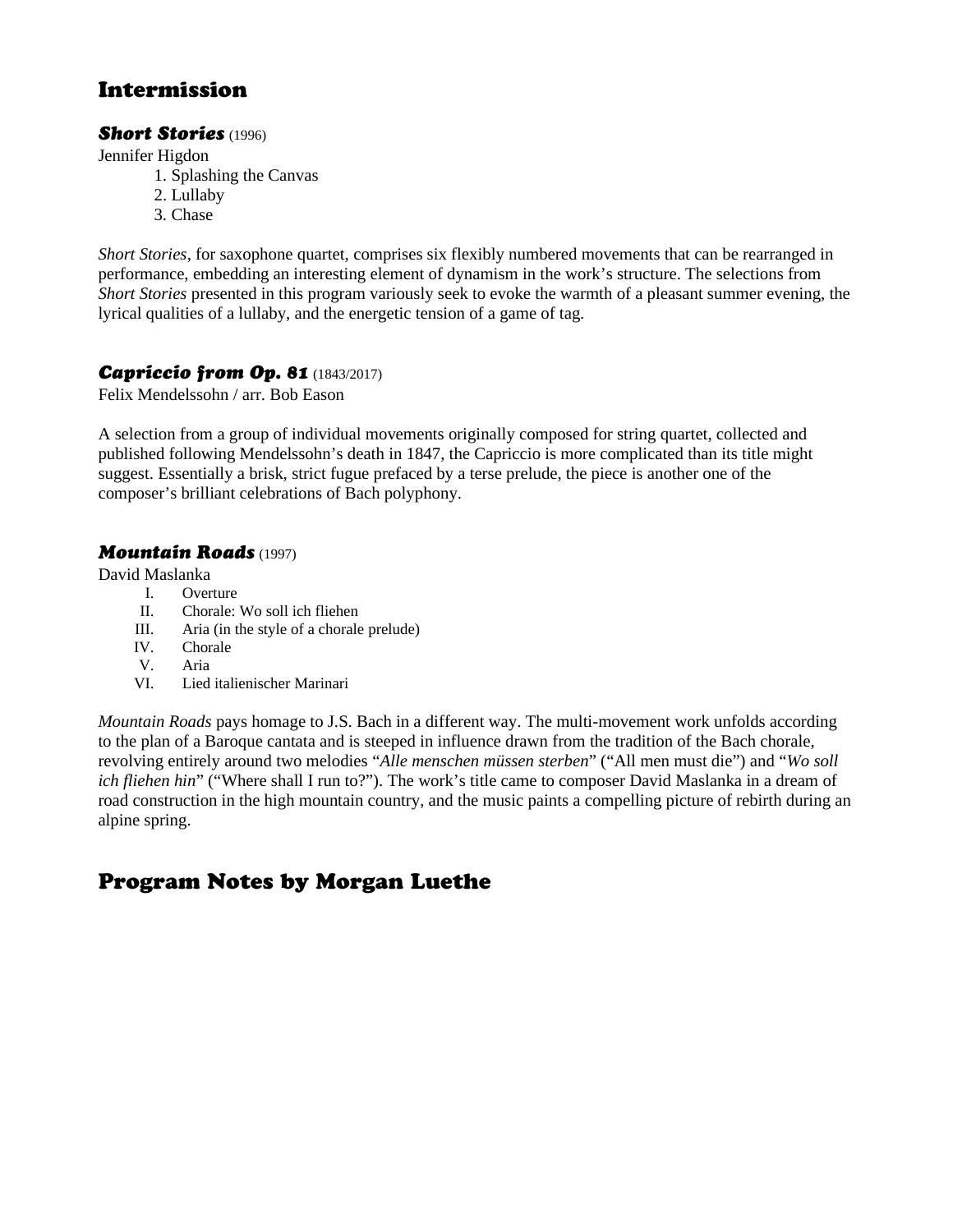## Intermission

### *Short Stories* (1996)

Jennifer Higdon

1. Splashing the Canvas
2. Lullaby
3. Chase

*Short Stories*, for saxophone quartet, comprises six flexibly numbered movements that can be rearranged in performance, embedding an interesting element of dynamism in the work's structure. The selections from *Short Stories* presented in this program variously seek to evoke the warmth of a pleasant summer evening, the lyrical qualities of a lullaby, and the energetic tension of a game of tag.

### *Capriccio from Op. 81* (1843/2017)

Felix Mendelssohn / arr. Bob Eason

A selection from a group of individual movements originally composed for string quartet, collected and published following Mendelssohn's death in 1847, the Capriccio is more complicated than its title might suggest. Essentially a brisk, strict fugue prefaced by a terse prelude, the piece is another one of the composer's brilliant celebrations of Bach polyphony.

### *Mountain Roads* (1997)

David Maslanka

I. Overture
II. Chorale: Wo soll ich fliehen
III. Aria (in the style of a chorale prelude)
IV. Chorale
V. Aria
VI. Lied italienischer Marinari

*Mountain Roads* pays homage to J.S. Bach in a different way. The multi-movement work unfolds according to the plan of a Baroque cantata and is steeped in influence drawn from the tradition of the Bach chorale, revolving entirely around two melodies "*Alle menschen müssen sterben*" ("All men must die") and "*Wo soll ich fliehen hin*" ("Where shall I run to?"). The work's title came to composer David Maslanka in a dream of road construction in the high mountain country, and the music paints a compelling picture of rebirth during an alpine spring.

## Program Notes by Morgan Luethe